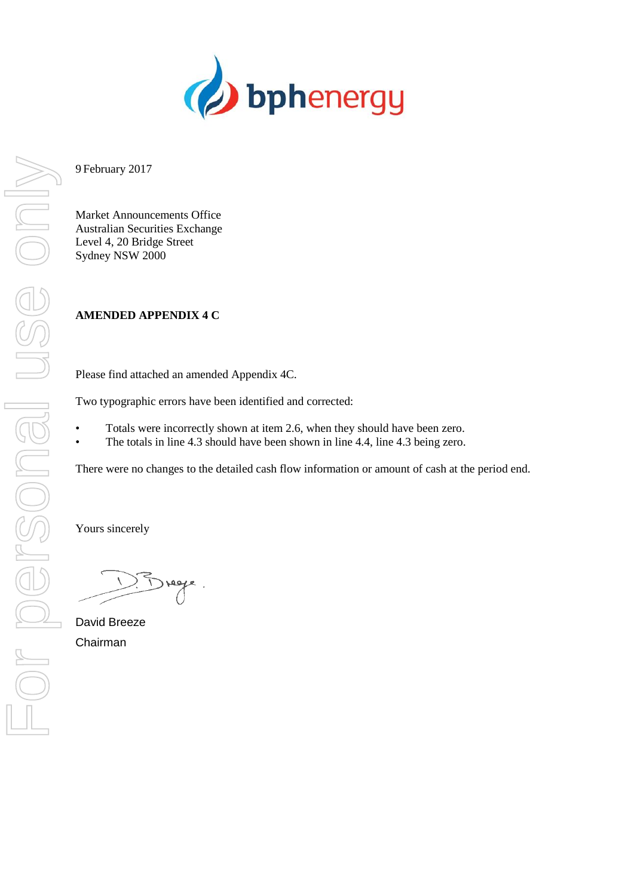9 February 2017

Market Announcements Office
Australian Securities Exchange
Level 4, 20 Bridge Street
Sydney NSW 2000

**AMENDED APPENDIX 4 C**

Please find attached an amended Appendix 4C.

Two typographic errors have been identified and corrected:

- Totals were incorrectly shown at item 2.6, when they should have been zero.
- The totals in line 4.3 should have been shown in line 4.4, line 4.3 being zero.

There were no changes to the detailed cash flow information or amount of cash at the period end.

Yours sincerely

David Breeze
Chairman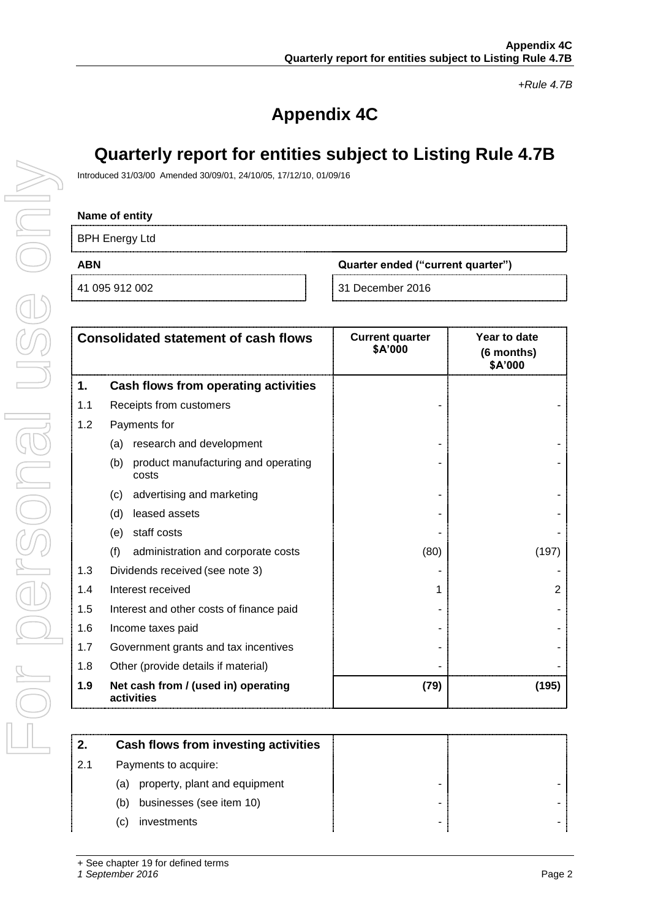*+Rule 4.7B*

# Appendix 4C

# Quarterly report for entities subject to Listing Rule 4.7B

Introduced 31/03/00 Amended 30/09/01, 24/10/05, 17/12/10, 01/09/16

**Name of entity**

BPH Energy Ltd

| ABN | Quarter ended ("current quarter") |
|---|---|
| 41 095 912 002 | 31 December 2016 |

| | Consolidated statement of cash flows | Current quarter $A'000 | Year to date (6 months) $A'000 |
|---|---|---|---|
| **1.** | **Cash flows from operating activities** | | |
| 1.1 | Receipts from customers | - | - |
| 1.2 | Payments for | | |
| | (a) research and development | - | - |
| | (b) product manufacturing and operating costs | - | - |
| | (c) advertising and marketing | - | - |
| | (d) leased assets | - | - |
| | (e) staff costs | - | - |
| | (f) administration and corporate costs | (80) | (197) |
| 1.3 | Dividends received (see note 3) | - | - |
| 1.4 | Interest received | 1 | 2 |
| 1.5 | Interest and other costs of finance paid | - | - |
| 1.6 | Income taxes paid | - | - |
| 1.7 | Government grants and tax incentives | - | - |
| 1.8 | Other (provide details if material) | - | - |
| **1.9** | **Net cash from / (used in) operating activities** | **(79)** | **(195)** |

| | | | |
|---|---|---|---|
| **2.** | **Cash flows from investing activities** | | |
| 2.1 | Payments to acquire: | | |
| | (a) property, plant and equipment | - | - |
| | (b) businesses (see item 10) | - | - |
| | (c) investments | - | - |

+ See chapter 19 for defined terms
*1 September 2016*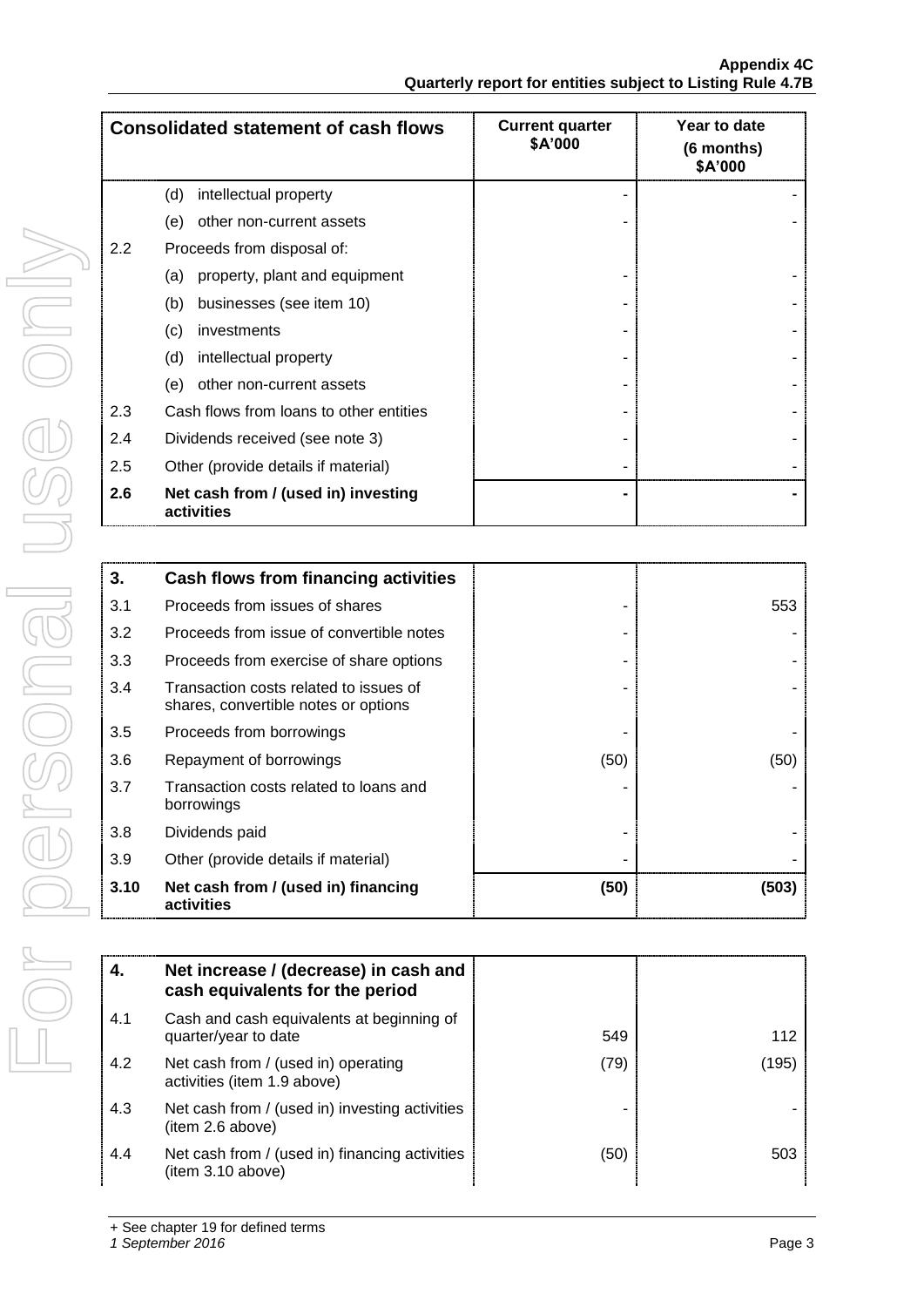| Consolidated statement of cash flows | | Current quarter \$A'000 | Year to date (6 months) \$A'000 |
|---|---|---|---|
| | (d) intellectual property | - | - |
| | (e) other non-current assets | - | - |
| 2.2 | Proceeds from disposal of: | | |
| | (a) property, plant and equipment | - | - |
| | (b) businesses (see item 10) | - | - |
| | (c) investments | - | - |
| | (d) intellectual property | - | - |
| | (e) other non-current assets | - | - |
| 2.3 | Cash flows from loans to other entities | - | - |
| 2.4 | Dividends received (see note 3) | - | - |
| 2.5 | Other (provide details if material) | - | - |
| **2.6** | **Net cash from / (used in) investing activities** | **-** | **-** |

| **3.** | **Cash flows from financing activities** | | |
|---|---|---|---|
| 3.1 | Proceeds from issues of shares | - | 553 |
| 3.2 | Proceeds from issue of convertible notes | - | - |
| 3.3 | Proceeds from exercise of share options | - | - |
| 3.4 | Transaction costs related to issues of shares, convertible notes or options | - | - |
| 3.5 | Proceeds from borrowings | - | - |
| 3.6 | Repayment of borrowings | (50) | (50) |
| 3.7 | Transaction costs related to loans and borrowings | - | - |
| 3.8 | Dividends paid | - | - |
| 3.9 | Other (provide details if material) | - | - |
| **3.10** | **Net cash from / (used in) financing activities** | **(50)** | **(503)** |

| **4.** | **Net increase / (decrease) in cash and cash equivalents for the period** | | |
|---|---|---|---|
| 4.1 | Cash and cash equivalents at beginning of quarter/year to date | 549 | 112 |
| 4.2 | Net cash from / (used in) operating activities (item 1.9 above) | (79) | (195) |
| 4.3 | Net cash from / (used in) investing activities (item 2.6 above) | - | - |
| 4.4 | Net cash from / (used in) financing activities (item 3.10 above) | (50) | 503 |

+ See chapter 19 for defined terms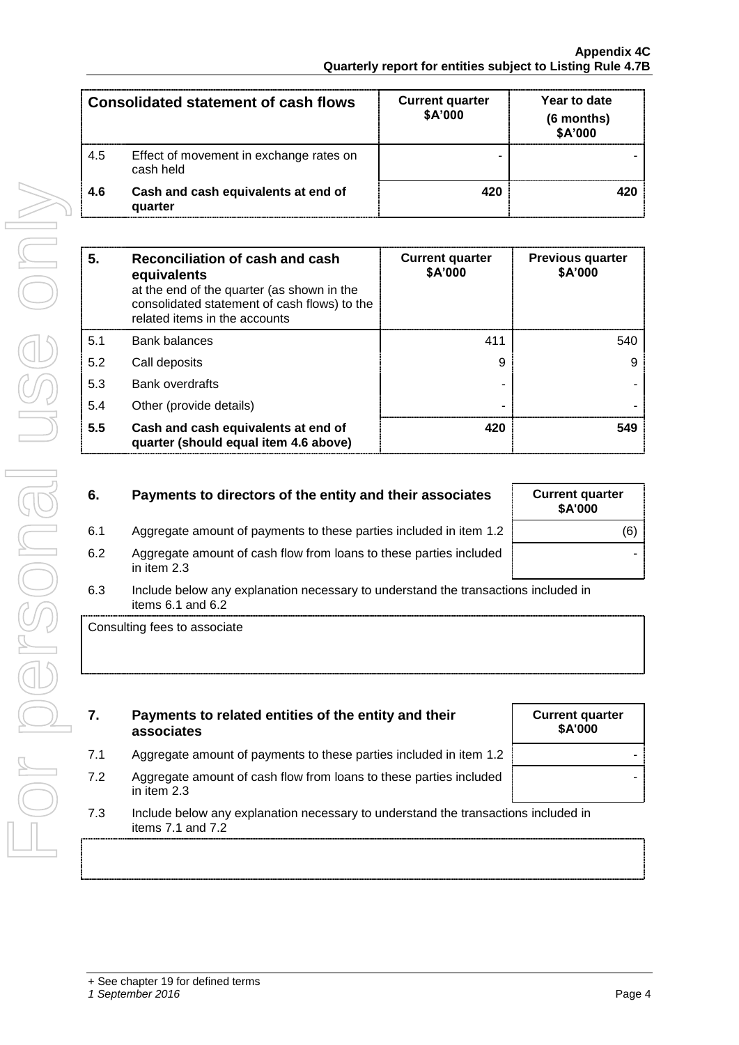| Consolidated statement of cash flows | | Current quarter $A'000 | Year to date (6 months) $A'000 |
|---|---|---|---|
| 4.5 | Effect of movement in exchange rates on cash held | - | - |
| **4.6** | **Cash and cash equivalents at end of quarter** | **420** | **420** |

| **5.** | **Reconciliation of cash and cash equivalents** at the end of the quarter (as shown in the consolidated statement of cash flows) to the related items in the accounts | **Current quarter $A'000** | **Previous quarter $A'000** |
|---|---|---|---|
| 5.1 | Bank balances | 411 | 540 |
| 5.2 | Call deposits | 9 | 9 |
| 5.3 | Bank overdrafts | - | - |
| 5.4 | Other (provide details) | - | - |
| **5.5** | **Cash and cash equivalents at end of quarter (should equal item 4.6 above)** | **420** | **549** |

| **6.** | **Payments to directors of the entity and their associates** | **Current quarter $A'000** |
|---|---|---|
| 6.1 | Aggregate amount of payments to these parties included in item 1.2 | (6) |
| 6.2 | Aggregate amount of cash flow from loans to these parties included in item 2.3 | - |

6.3 Include below any explanation necessary to understand the transactions included in items 6.1 and 6.2

Consulting fees to associate

| **7.** | **Payments to related entities of the entity and their associates** | **Current quarter $A'000** |
|---|---|---|
| 7.1 | Aggregate amount of payments to these parties included in item 1.2 | - |
| 7.2 | Aggregate amount of cash flow from loans to these parties included in item 2.3 | - |

7.3 Include below any explanation necessary to understand the transactions included in items 7.1 and 7.2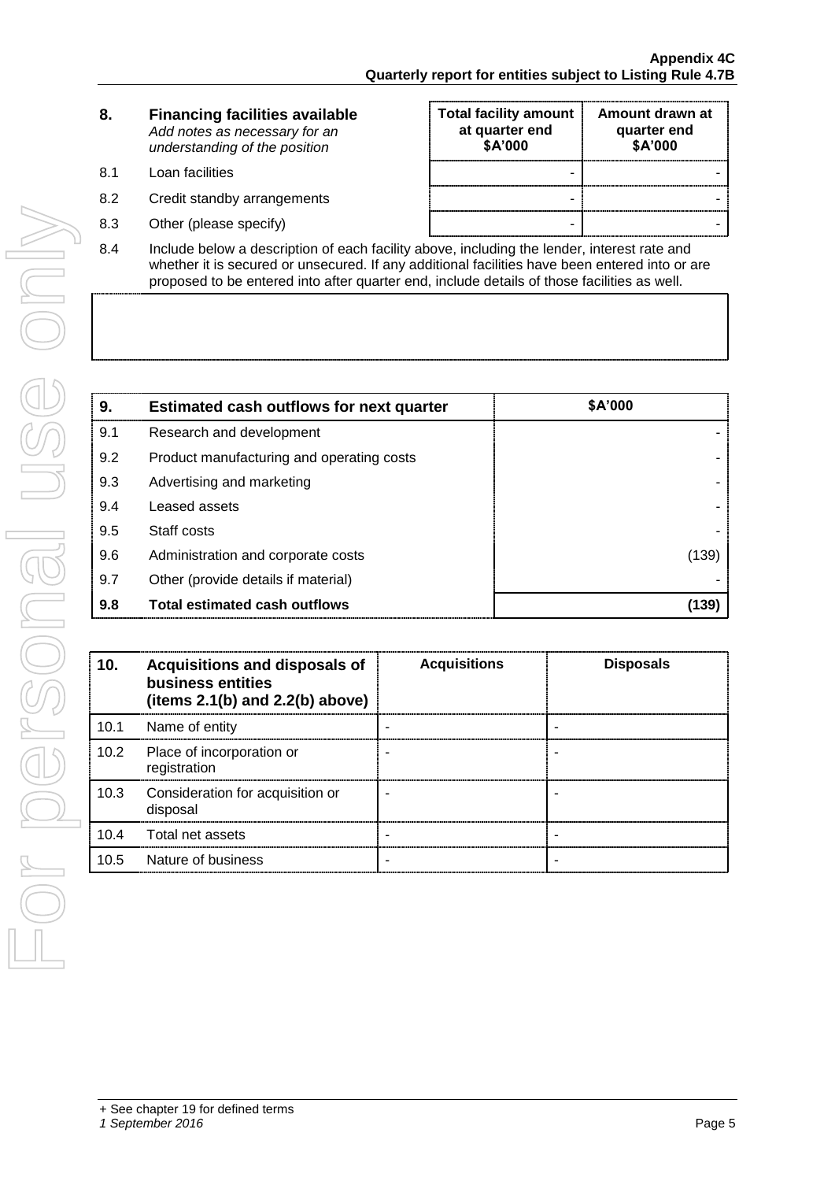| 8. | Financing facilities available *Add notes as necessary for an understanding of the position* | Total facility amount at quarter end $A'000 | Amount drawn at quarter end $A'000 |
|---|---|---|---|
| 8.1 | Loan facilities | - | - |
| 8.2 | Credit standby arrangements | - | - |
| 8.3 | Other (please specify) | - | - |

8.4 Include below a description of each facility above, including the lender, interest rate and whether it is secured or unsecured. If any additional facilities have been entered into or are proposed to be entered into after quarter end, include details of those facilities as well.

| 9. | Estimated cash outflows for next quarter | $A'000 |
|---|---|---|
| 9.1 | Research and development | - |
| 9.2 | Product manufacturing and operating costs | - |
| 9.3 | Advertising and marketing | - |
| 9.4 | Leased assets | - |
| 9.5 | Staff costs | - |
| 9.6 | Administration and corporate costs | (139) |
| 9.7 | Other (provide details if material) | - |
| **9.8** | **Total estimated cash outflows** | **(139)** |

| 10. | Acquisitions and disposals of business entities (items 2.1(b) and 2.2(b) above) | Acquisitions | Disposals |
|---|---|---|---|
| 10.1 | Name of entity | - | - |
| 10.2 | Place of incorporation or registration | - | - |
| 10.3 | Consideration for acquisition or disposal | - | - |
| 10.4 | Total net assets | - | - |
| 10.5 | Nature of business | - | - |

+ See chapter 19 for defined terms
*1 September 2016*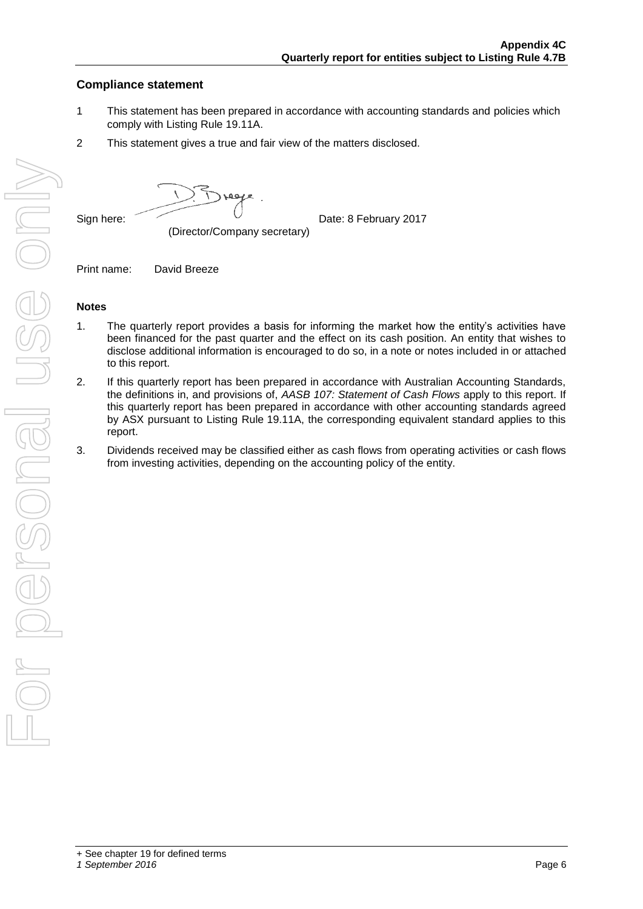## Compliance statement

1 This statement has been prepared in accordance with accounting standards and policies which comply with Listing Rule 19.11A.

2 This statement gives a true and fair view of the matters disclosed.

Sign here: Date: 8 February 2017
(Director/Company secretary)

Print name: David Breeze

### Notes

1. The quarterly report provides a basis for informing the market how the entity's activities have been financed for the past quarter and the effect on its cash position. An entity that wishes to disclose additional information is encouraged to do so, in a note or notes included in or attached to this report.

2. If this quarterly report has been prepared in accordance with Australian Accounting Standards, the definitions in, and provisions of, *AASB 107: Statement of Cash Flows* apply to this report. If this quarterly report has been prepared in accordance with other accounting standards agreed by ASX pursuant to Listing Rule 19.11A, the corresponding equivalent standard applies to this report.

3. Dividends received may be classified either as cash flows from operating activities or cash flows from investing activities, depending on the accounting policy of the entity.